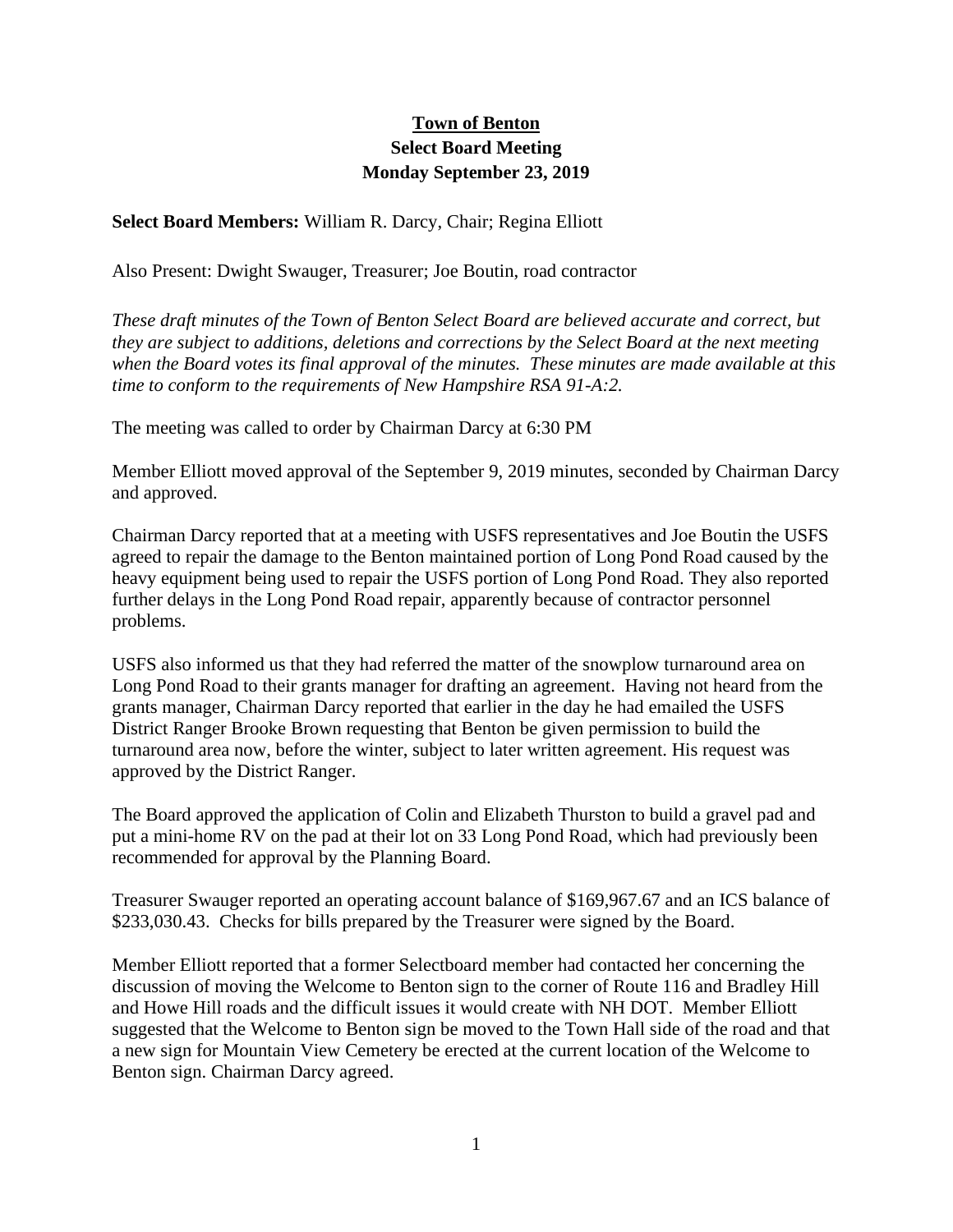# Town of Benton
## Select Board Meeting
## Monday September 23, 2019

**Select Board Members:** William R. Darcy, Chair; Regina Elliott

Also Present: Dwight Swauger, Treasurer; Joe Boutin, road contractor

*These draft minutes of the Town of Benton Select Board are believed accurate and correct, but they are subject to additions, deletions and corrections by the Select Board at the next meeting when the Board votes its final approval of the minutes. These minutes are made available at this time to conform to the requirements of New Hampshire RSA 91-A:2.*

The meeting was called to order by Chairman Darcy at 6:30 PM

Member Elliott moved approval of the September 9, 2019 minutes, seconded by Chairman Darcy and approved.

Chairman Darcy reported that at a meeting with USFS representatives and Joe Boutin the USFS agreed to repair the damage to the Benton maintained portion of Long Pond Road caused by the heavy equipment being used to repair the USFS portion of Long Pond Road. They also reported further delays in the Long Pond Road repair, apparently because of contractor personnel problems.

USFS also informed us that they had referred the matter of the snowplow turnaround area on Long Pond Road to their grants manager for drafting an agreement. Having not heard from the grants manager, Chairman Darcy reported that earlier in the day he had emailed the USFS District Ranger Brooke Brown requesting that Benton be given permission to build the turnaround area now, before the winter, subject to later written agreement. His request was approved by the District Ranger.

The Board approved the application of Colin and Elizabeth Thurston to build a gravel pad and put a mini-home RV on the pad at their lot on 33 Long Pond Road, which had previously been recommended for approval by the Planning Board.

Treasurer Swauger reported an operating account balance of $169,967.67 and an ICS balance of $233,030.43. Checks for bills prepared by the Treasurer were signed by the Board.

Member Elliott reported that a former Selectboard member had contacted her concerning the discussion of moving the Welcome to Benton sign to the corner of Route 116 and Bradley Hill and Howe Hill roads and the difficult issues it would create with NH DOT. Member Elliott suggested that the Welcome to Benton sign be moved to the Town Hall side of the road and that a new sign for Mountain View Cemetery be erected at the current location of the Welcome to Benton sign. Chairman Darcy agreed.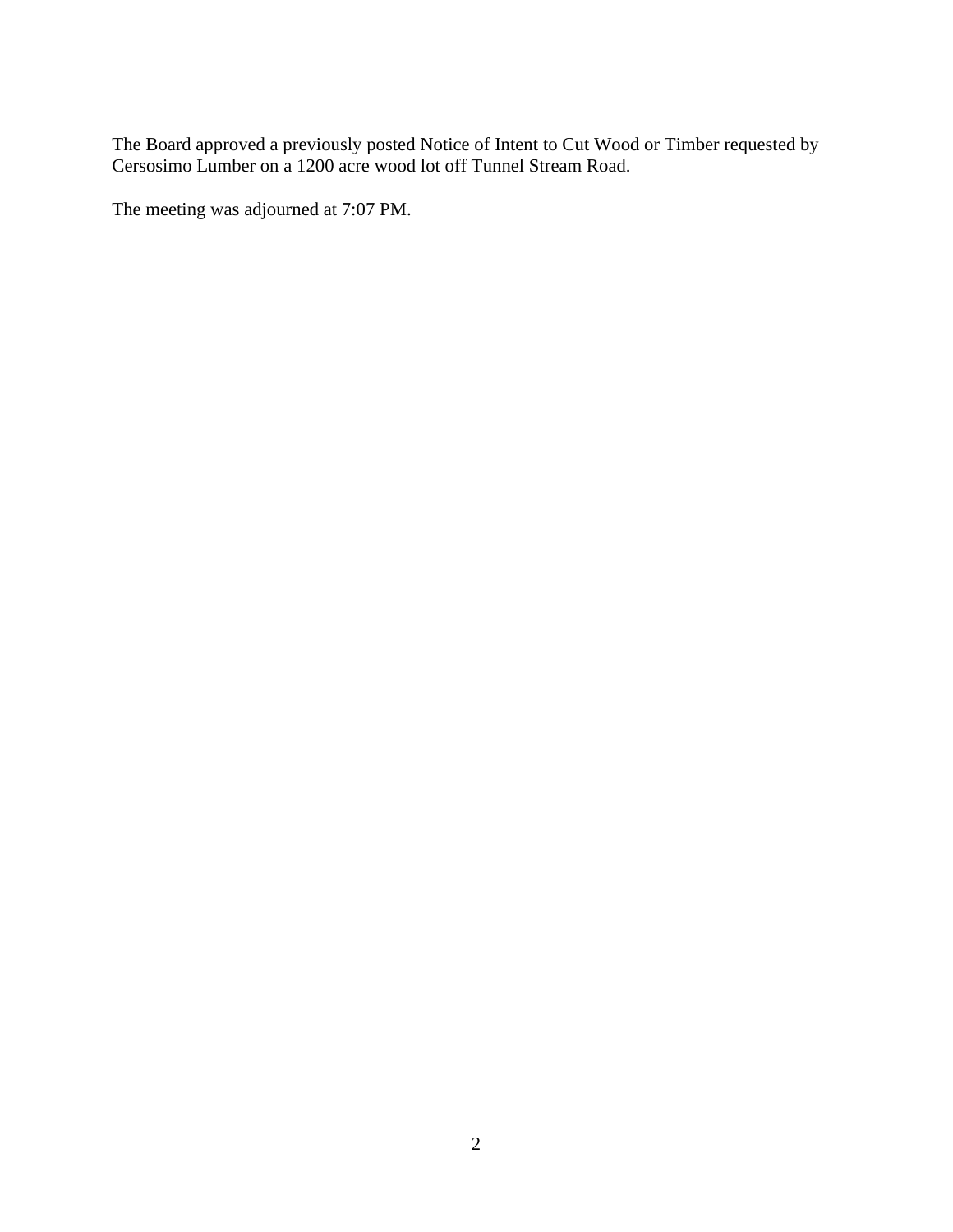The Board approved a previously posted Notice of Intent to Cut Wood or Timber requested by Cersosimo Lumber on a 1200 acre wood lot off Tunnel Stream Road.

The meeting was adjourned at 7:07 PM.